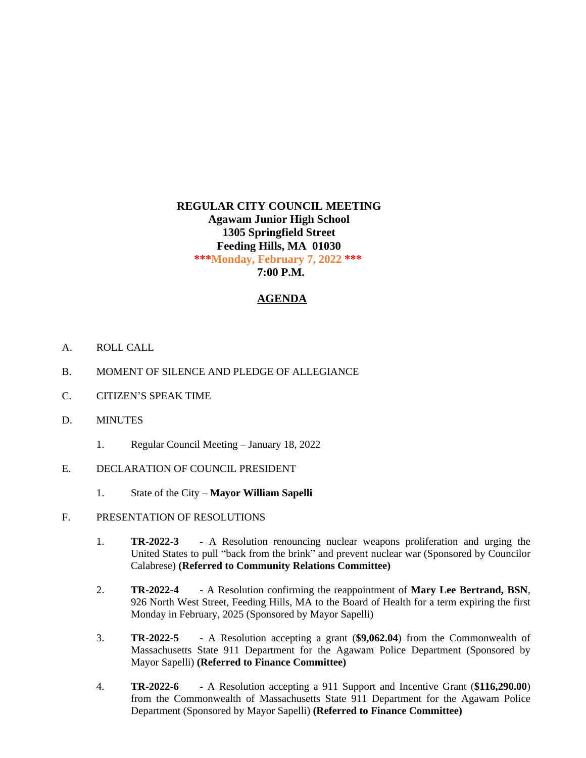**REGULAR CITY COUNCIL MEETING**
**Agawam Junior High School**
**1305 Springfield Street**
**Feeding Hills, MA 01030**
**\*\*\*Monday, February 7, 2022 \*\*\***
**7:00 P.M.**

# AGENDA

A. ROLL CALL

B. MOMENT OF SILENCE AND PLEDGE OF ALLEGIANCE

C. CITIZEN'S SPEAK TIME

D. MINUTES

1. Regular Council Meeting – January 18, 2022

E. DECLARATION OF COUNCIL PRESIDENT

1. State of the City – **Mayor William Sapelli**

F. PRESENTATION OF RESOLUTIONS

1. **TR-2022-3** **-** A Resolution renouncing nuclear weapons proliferation and urging the United States to pull "back from the brink" and prevent nuclear war (Sponsored by Councilor Calabrese) **(Referred to Community Relations Committee)**

2. **TR-2022-4** **-** A Resolution confirming the reappointment of **Mary Lee Bertrand, BSN**, 926 North West Street, Feeding Hills, MA to the Board of Health for a term expiring the first Monday in February, 2025 (Sponsored by Mayor Sapelli)

3. **TR-2022-5** **-** A Resolution accepting a grant (**$9,062.04**) from the Commonwealth of Massachusetts State 911 Department for the Agawam Police Department (Sponsored by Mayor Sapelli) **(Referred to Finance Committee)**

4. **TR-2022-6** **-** A Resolution accepting a 911 Support and Incentive Grant (**$116,290.00**) from the Commonwealth of Massachusetts State 911 Department for the Agawam Police Department (Sponsored by Mayor Sapelli) **(Referred to Finance Committee)**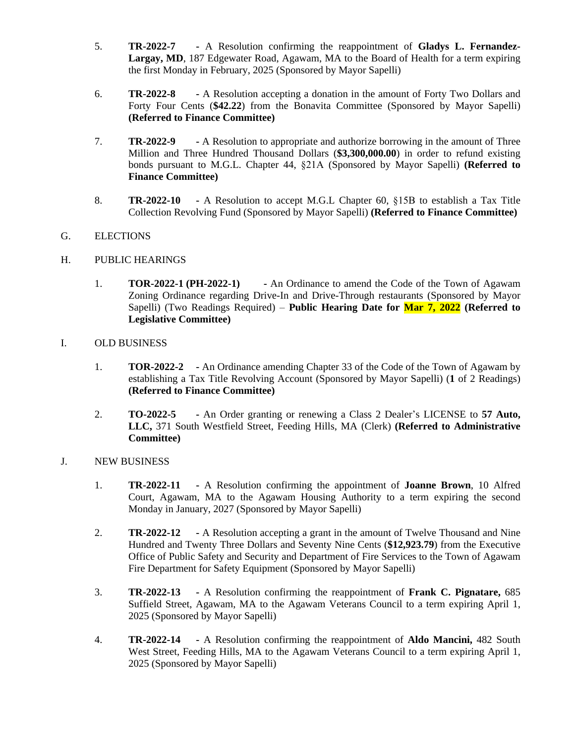5. **TR-2022-7** - A Resolution confirming the reappointment of **Gladys L. Fernandez-Largay, MD**, 187 Edgewater Road, Agawam, MA to the Board of Health for a term expiring the first Monday in February, 2025 (Sponsored by Mayor Sapelli)

6. **TR-2022-8** - A Resolution accepting a donation in the amount of Forty Two Dollars and Forty Four Cents (**$42.22**) from the Bonavita Committee (Sponsored by Mayor Sapelli) **(Referred to Finance Committee)**

7. **TR-2022-9** - A Resolution to appropriate and authorize borrowing in the amount of Three Million and Three Hundred Thousand Dollars (**$3,300,000.00**) in order to refund existing bonds pursuant to M.G.L. Chapter 44, §21A (Sponsored by Mayor Sapelli) **(Referred to Finance Committee)**

8. **TR-2022-10** - A Resolution to accept M.G.L Chapter 60, §15B to establish a Tax Title Collection Revolving Fund (Sponsored by Mayor Sapelli) **(Referred to Finance Committee)**

G. ELECTIONS

H. PUBLIC HEARINGS

1. **TOR-2022-1 (PH-2022-1)** - An Ordinance to amend the Code of the Town of Agawam Zoning Ordinance regarding Drive-In and Drive-Through restaurants (Sponsored by Mayor Sapelli) (Two Readings Required) – **Public Hearing Date for Mar 7, 2022 (Referred to Legislative Committee)**

I. OLD BUSINESS

1. **TOR-2022-2** - An Ordinance amending Chapter 33 of the Code of the Town of Agawam by establishing a Tax Title Revolving Account (Sponsored by Mayor Sapelli) (**1** of 2 Readings) **(Referred to Finance Committee)**

2. **TO-2022-5** - An Order granting or renewing a Class 2 Dealer's LICENSE to **57 Auto, LLC,** 371 South Westfield Street, Feeding Hills, MA (Clerk) **(Referred to Administrative Committee)**

J. NEW BUSINESS

1. **TR-2022-11** - A Resolution confirming the appointment of **Joanne Brown**, 10 Alfred Court, Agawam, MA to the Agawam Housing Authority to a term expiring the second Monday in January, 2027 (Sponsored by Mayor Sapelli)

2. **TR-2022-12** - A Resolution accepting a grant in the amount of Twelve Thousand and Nine Hundred and Twenty Three Dollars and Seventy Nine Cents (**$12,923.79**) from the Executive Office of Public Safety and Security and Department of Fire Services to the Town of Agawam Fire Department for Safety Equipment (Sponsored by Mayor Sapelli)

3. **TR-2022-13** - A Resolution confirming the reappointment of **Frank C. Pignatare,** 685 Suffield Street, Agawam, MA to the Agawam Veterans Council to a term expiring April 1, 2025 (Sponsored by Mayor Sapelli)

4. **TR-2022-14** - A Resolution confirming the reappointment of **Aldo Mancini,** 482 South West Street, Feeding Hills, MA to the Agawam Veterans Council to a term expiring April 1, 2025 (Sponsored by Mayor Sapelli)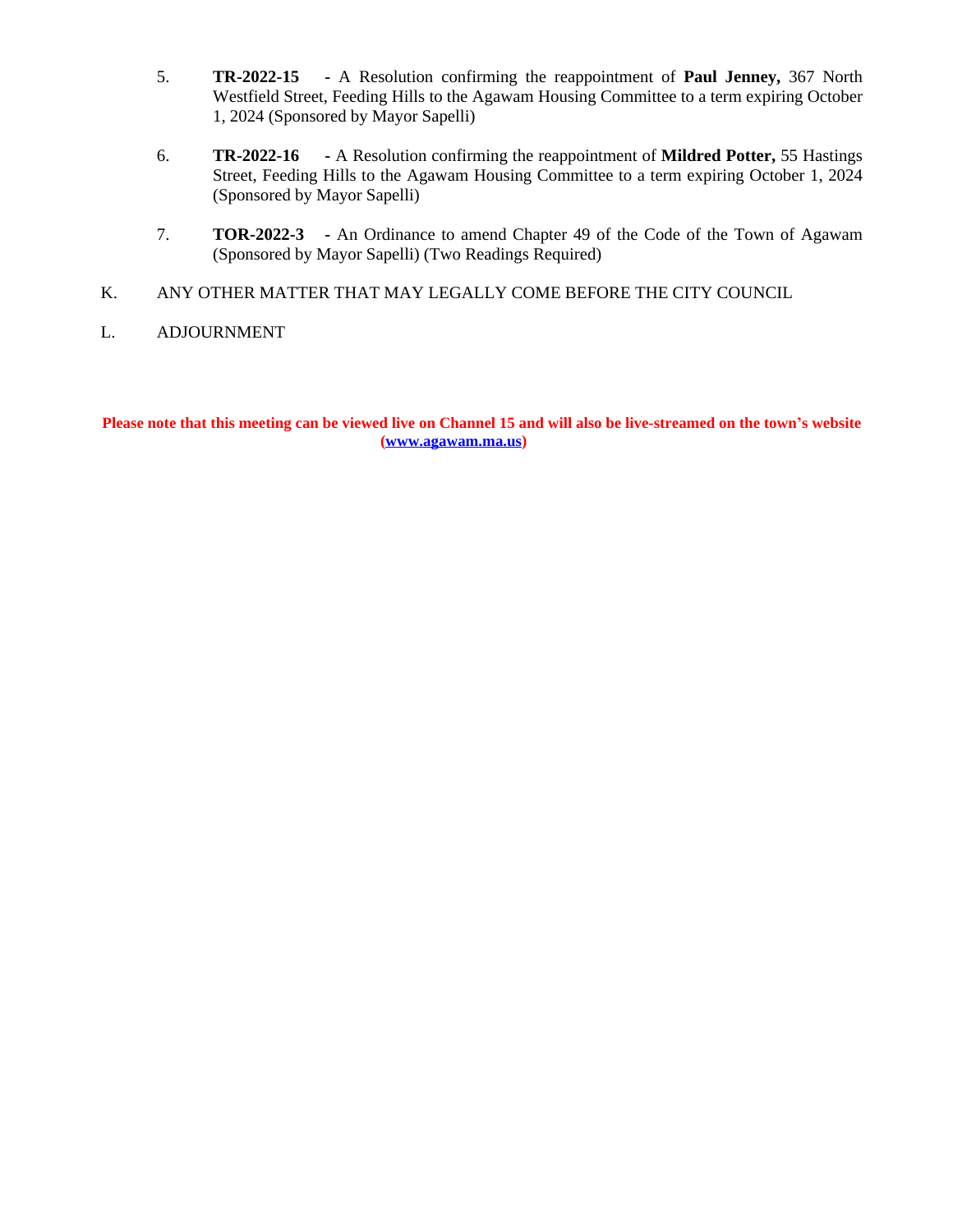5. **TR-2022-15** - A Resolution confirming the reappointment of **Paul Jenney,** 367 North Westfield Street, Feeding Hills to the Agawam Housing Committee to a term expiring October 1, 2024 (Sponsored by Mayor Sapelli)

6. **TR-2022-16** - A Resolution confirming the reappointment of **Mildred Potter,** 55 Hastings Street, Feeding Hills to the Agawam Housing Committee to a term expiring October 1, 2024 (Sponsored by Mayor Sapelli)

7. **TOR-2022-3** - An Ordinance to amend Chapter 49 of the Code of the Town of Agawam (Sponsored by Mayor Sapelli) (Two Readings Required)

K. ANY OTHER MATTER THAT MAY LEGALLY COME BEFORE THE CITY COUNCIL

L. ADJOURNMENT

**Please note that this meeting can be viewed live on Channel 15 and will also be live-streamed on the town's website ([www.agawam.ma.us](http://www.agawam.ma.us))**